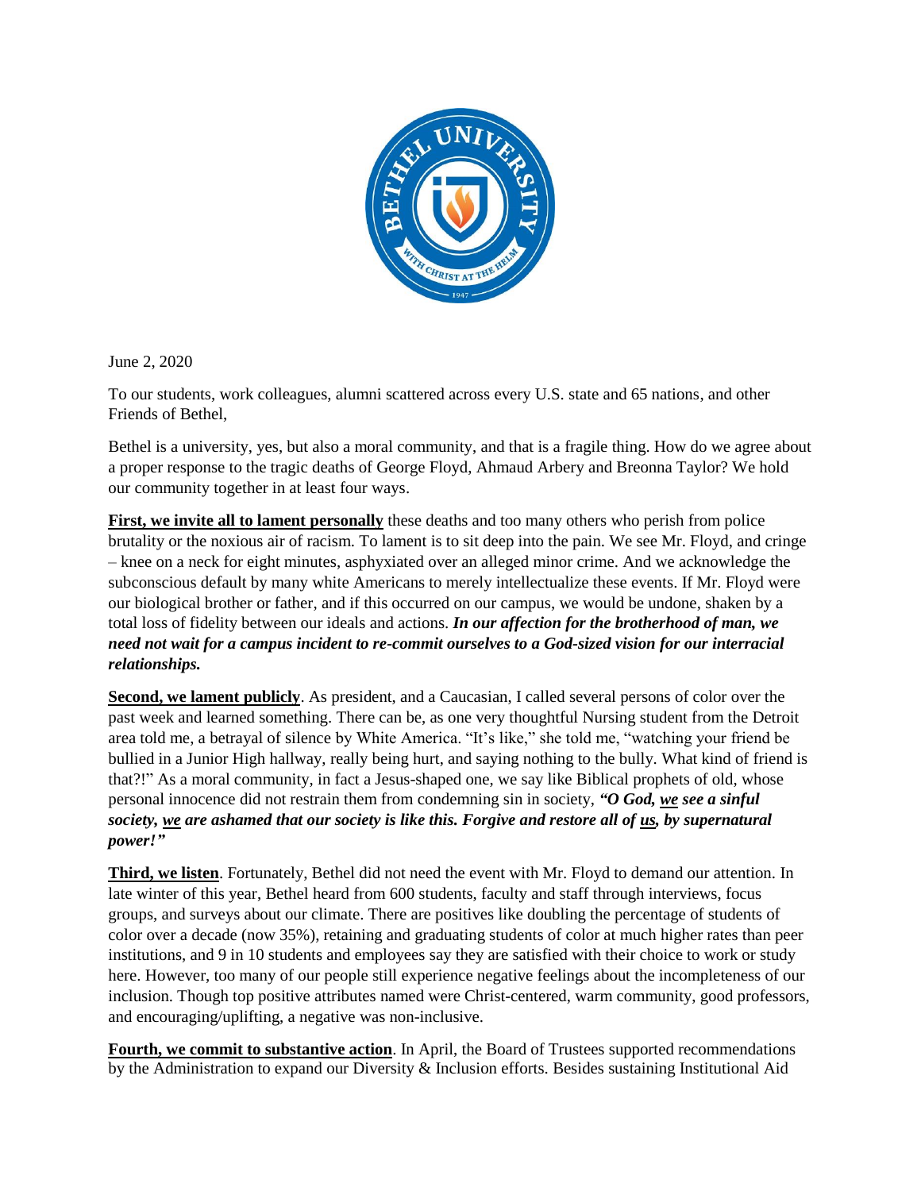June 2, 2020

To our students, work colleagues, alumni scattered across every U.S. state and 65 nations, and other Friends of Bethel,

Bethel is a university, yes, but also a moral community, and that is a fragile thing. How do we agree about a proper response to the tragic deaths of George Floyd, Ahmaud Arbery and Breonna Taylor? We hold our community together in at least four ways.

**First, we invite all to lament personally** these deaths and too many others who perish from police brutality or the noxious air of racism. To lament is to sit deep into the pain. We see Mr. Floyd, and cringe – knee on a neck for eight minutes, asphyxiated over an alleged minor crime. And we acknowledge the subconscious default by many white Americans to merely intellectualize these events. If Mr. Floyd were our biological brother or father, and if this occurred on our campus, we would be undone, shaken by a total loss of fidelity between our ideals and actions. ***In our affection for the brotherhood of man, we need not wait for a campus incident to re-commit ourselves to a God-sized vision for our interracial relationships.***

**Second, we lament publicly**. As president, and a Caucasian, I called several persons of color over the past week and learned something. There can be, as one very thoughtful Nursing student from the Detroit area told me, a betrayal of silence by White America. "It's like," she told me, "watching your friend be bullied in a Junior High hallway, really being hurt, and saying nothing to the bully. What kind of friend is that?!" As a moral community, in fact a Jesus-shaped one, we say like Biblical prophets of old, whose personal innocence did not restrain them from condemning sin in society, ***"O God, we see a sinful society, we are ashamed that our society is like this. Forgive and restore all of us, by supernatural power!"***

**Third, we listen**. Fortunately, Bethel did not need the event with Mr. Floyd to demand our attention. In late winter of this year, Bethel heard from 600 students, faculty and staff through interviews, focus groups, and surveys about our climate. There are positives like doubling the percentage of students of color over a decade (now 35%), retaining and graduating students of color at much higher rates than peer institutions, and 9 in 10 students and employees say they are satisfied with their choice to work or study here. However, too many of our people still experience negative feelings about the incompleteness of our inclusion. Though top positive attributes named were Christ-centered, warm community, good professors, and encouraging/uplifting, a negative was non-inclusive.

**Fourth, we commit to substantive action**. In April, the Board of Trustees supported recommendations by the Administration to expand our Diversity & Inclusion efforts. Besides sustaining Institutional Aid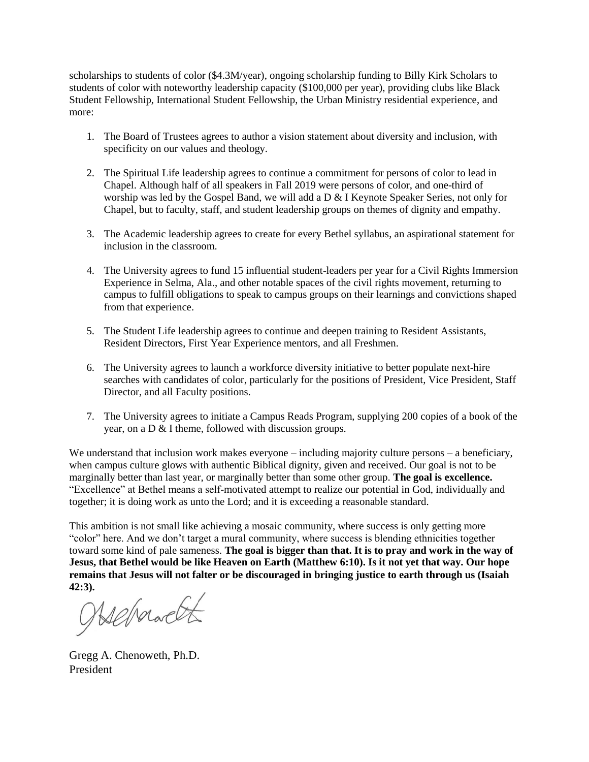scholarships to students of color ($4.3M/year), ongoing scholarship funding to Billy Kirk Scholars to students of color with noteworthy leadership capacity ($100,000 per year), providing clubs like Black Student Fellowship, International Student Fellowship, the Urban Ministry residential experience, and more:

1. The Board of Trustees agrees to author a vision statement about diversity and inclusion, with specificity on our values and theology.

2. The Spiritual Life leadership agrees to continue a commitment for persons of color to lead in Chapel. Although half of all speakers in Fall 2019 were persons of color, and one-third of worship was led by the Gospel Band, we will add a D & I Keynote Speaker Series, not only for Chapel, but to faculty, staff, and student leadership groups on themes of dignity and empathy.

3. The Academic leadership agrees to create for every Bethel syllabus, an aspirational statement for inclusion in the classroom.

4. The University agrees to fund 15 influential student-leaders per year for a Civil Rights Immersion Experience in Selma, Ala., and other notable spaces of the civil rights movement, returning to campus to fulfill obligations to speak to campus groups on their learnings and convictions shaped from that experience.

5. The Student Life leadership agrees to continue and deepen training to Resident Assistants, Resident Directors, First Year Experience mentors, and all Freshmen.

6. The University agrees to launch a workforce diversity initiative to better populate next-hire searches with candidates of color, particularly for the positions of President, Vice President, Staff Director, and all Faculty positions.

7. The University agrees to initiate a Campus Reads Program, supplying 200 copies of a book of the year, on a D & I theme, followed with discussion groups.

We understand that inclusion work makes everyone – including majority culture persons – a beneficiary, when campus culture glows with authentic Biblical dignity, given and received. Our goal is not to be marginally better than last year, or marginally better than some other group. **The goal is excellence.** "Excellence" at Bethel means a self-motivated attempt to realize our potential in God, individually and together; it is doing work as unto the Lord; and it is exceeding a reasonable standard.

This ambition is not small like achieving a mosaic community, where success is only getting more "color" here. And we don't target a mural community, where success is blending ethnicities together toward some kind of pale sameness. **The goal is bigger than that. It is to pray and work in the way of Jesus, that Bethel would be like Heaven on Earth (Matthew 6:10). Is it not yet that way. Our hope remains that Jesus will not falter or be discouraged in bringing justice to earth through us (Isaiah 42:3).**

Gregg A. Chenoweth, Ph.D.
President